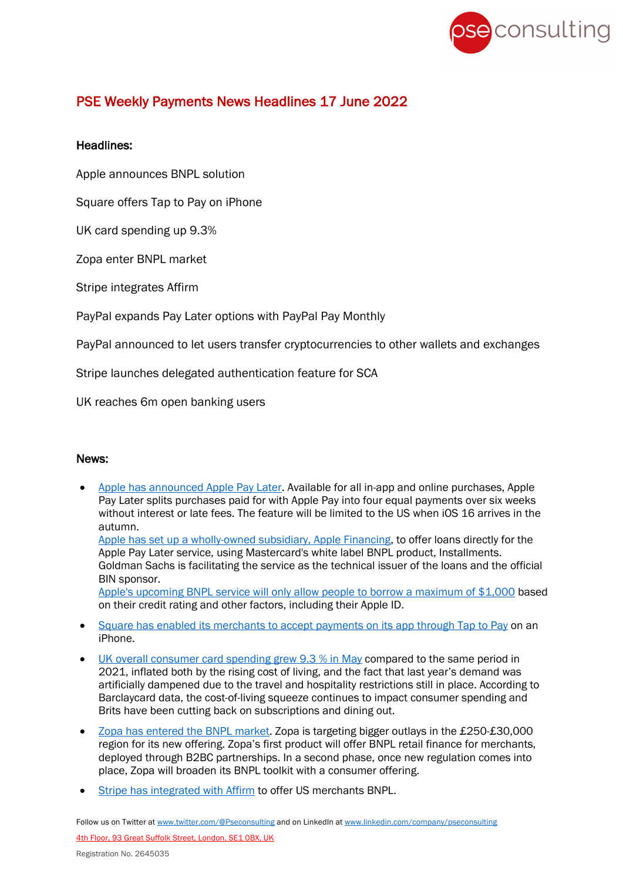# PSE Weekly Payments News Headlines 17 June 2022

**Headlines:**

Apple announces BNPL solution

Square offers Tap to Pay on iPhone

UK card spending up 9.3%

Zopa enter BNPL market

Stripe integrates Affirm

PayPal expands Pay Later options with PayPal Pay Monthly

PayPal announced to let users transfer cryptocurrencies to other wallets and exchanges

Stripe launches delegated authentication feature for SCA

UK reaches 6m open banking users

**News:**

- Apple has announced Apple Pay Later. Available for all in-app and online purchases, Apple Pay Later splits purchases paid for with Apple Pay into four equal payments over six weeks without interest or late fees. The feature will be limited to the US when iOS 16 arrives in the autumn.
  Apple has set up a wholly-owned subsidiary, Apple Financing, to offer loans directly for the Apple Pay Later service, using Mastercard's white label BNPL product, Installments. Goldman Sachs is facilitating the service as the technical issuer of the loans and the official BIN sponsor.
  Apple's upcoming BNPL service will only allow people to borrow a maximum of $1,000 based on their credit rating and other factors, including their Apple ID.
- Square has enabled its merchants to accept payments on its app through Tap to Pay on an iPhone.
- UK overall consumer card spending grew 9.3 % in May compared to the same period in 2021, inflated both by the rising cost of living, and the fact that last year's demand was artificially dampened due to the travel and hospitality restrictions still in place. According to Barclaycard data, the cost-of-living squeeze continues to impact consumer spending and Brits have been cutting back on subscriptions and dining out.
- Zopa has entered the BNPL market. Zopa is targeting bigger outlays in the £250-£30,000 region for its new offering. Zopa's first product will offer BNPL retail finance for merchants, deployed through B2BC partnerships. In a second phase, once new regulation comes into place, Zopa will broaden its BNPL toolkit with a consumer offering.
- Stripe has integrated with Affirm to offer US merchants BNPL.

Follow us on Twitter at www.twitter.com/@Pseconsulting and on LinkedIn at www.linkedin.com/company/pseconsulting

4th Floor, 93 Great Suffolk Street, London, SE1 0BX, UK

Registration No. 2645035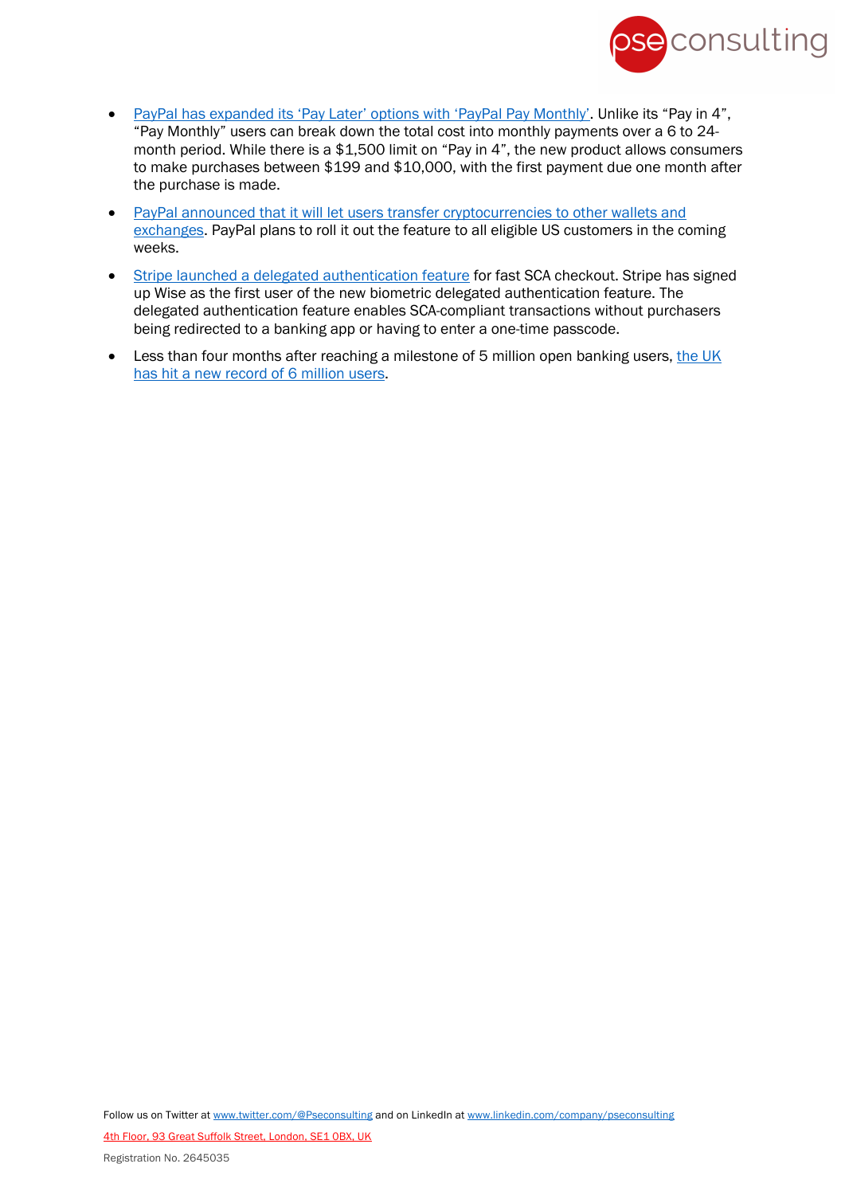- PayPal has expanded its 'Pay Later' options with 'PayPal Pay Monthly'. Unlike its "Pay in 4", "Pay Monthly" users can break down the total cost into monthly payments over a 6 to 24-month period. While there is a $1,500 limit on "Pay in 4", the new product allows consumers to make purchases between $199 and $10,000, with the first payment due one month after the purchase is made.
- PayPal announced that it will let users transfer cryptocurrencies to other wallets and exchanges. PayPal plans to roll it out the feature to all eligible US customers in the coming weeks.
- Stripe launched a delegated authentication feature for fast SCA checkout. Stripe has signed up Wise as the first user of the new biometric delegated authentication feature. The delegated authentication feature enables SCA-compliant transactions without purchasers being redirected to a banking app or having to enter a one-time passcode.
- Less than four months after reaching a milestone of 5 million open banking users, the UK has hit a new record of 6 million users.

Follow us on Twitter at www.twitter.com/@Pseconsulting and on LinkedIn at www.linkedin.com/company/pseconsulting

4th Floor, 93 Great Suffolk Street, London, SE1 0BX, UK

Registration No. 2645035